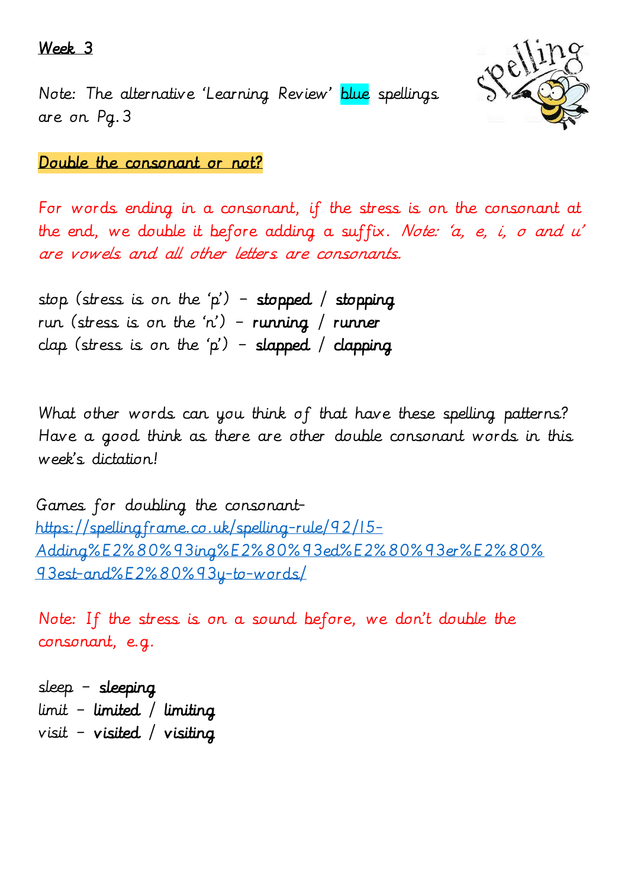Week 3

Note: The alternative 'Learning Review' blue spellings are on Pg. 3

**Double the consonant or not?**

For words ending in a consonant, if the stress is on the consonant at the end, we double it before adding a suffix. *Note: 'a, e, i, o and u' are vowels and all other letters are consonants.*

stop (stress is on the 'p') – **stopped** / **stopping**
run (stress is on the 'n') – **running** / **runner**
clap (stress is on the 'p') – **slapped** / **clapping**

What other words can you think of that have these spelling patterns? Have a good think as there are other double consonant words in this week's dictation!

Games for doubling the consonant- [https://spellingframe.co.uk/spelling-rule/92/15-Adding%E2%80%93ing%E2%80%93ed%E2%80%93er%E2%80%93est-and%E2%80%93y-to-words/](https://spellingframe.co.uk/spelling-rule/92/15-Adding%E2%80%93ing%E2%80%93ed%E2%80%93er%E2%80%93est-and%E2%80%93y-to-words/)

Note: If the stress is on a sound before, we don't double the consonant, e.g.

sleep – **sleeping**
limit – **limited** / **limiting**
visit – **visited** / **visiting**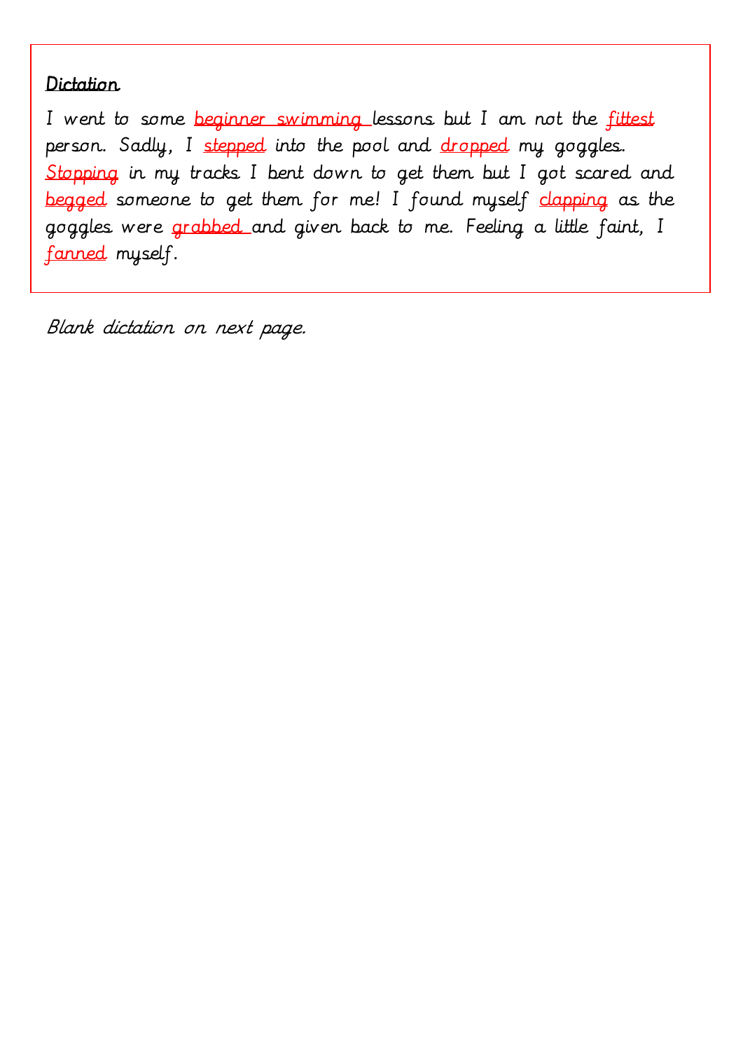**Dictation**

I went to some beginner swimming lessons but I am not the fittest person. Sadly, I stepped into the pool and dropped my goggles. Stopping in my tracks I bent down to get them but I got scared and begged someone to get them for me! I found myself clapping as the goggles were grabbed and given back to me. Feeling a little faint, I fanned myself.

*Blank dictation on next page.*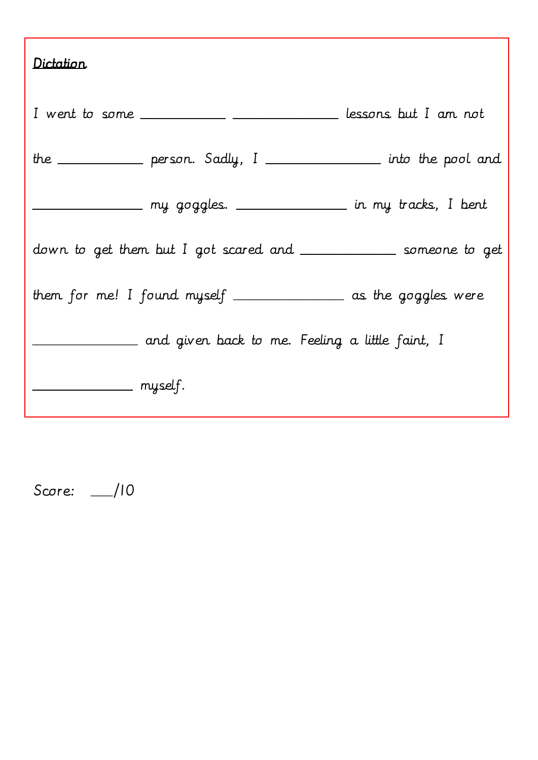**<u>Dictation</u>**

I went to some ____________ ______________ lessons but I am not the ____________ person. Sadly, I ________________ into the pool and ________________ my goggles. ________________ in my tracks, I bent down to get them but I got scared and ______________ someone to get them for me! I found myself ________________ as the goggles were ________________ and given back to me. Feeling a little faint, I ______________ myself.

Score: ___/10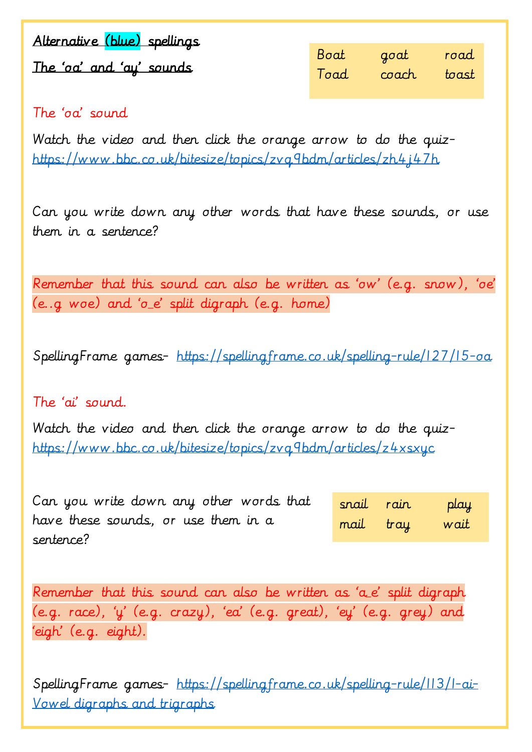**Alternative (blue) spellings**

**The 'oa' and 'ay' sounds**

| | | |
|---|---|---|
| Boat | goat | road |
| Toad | coach | toast |

The 'oa' sound

Watch the video and then click the orange arrow to do the quiz- https://www.bbc.co.uk/bitesize/topics/zvq9bdm/articles/zh4j47h

Can you write down any other words that have these sounds, or use them in a sentence?

Remember that this sound can also be written as 'ow' (e.g. snow), 'oe' (e..g woe) and 'o_e' split digraph (e.g. home)

SpellingFrame games- https://spellingframe.co.uk/spelling-rule/127/15-oa

The 'ai' sound.

Watch the video and then click the orange arrow to do the quiz- https://www.bbc.co.uk/bitesize/topics/zvq9bdm/articles/z4xsxyc

Can you write down any other words that have these sounds, or use them in a sentence?

| | | |
|---|---|---|
| snail | rain | play |
| mail | tray | wait |

Remember that this sound can also be written as 'a_e' split digraph (e.g. race), 'y' (e.g. crazy), 'ea' (e.g. great), 'ey' (e.g. grey) and 'eigh' (e.g. eight).

SpellingFrame games- https://spellingframe.co.uk/spelling-rule/113/1-ai-Vowel digraphs and trigraphs